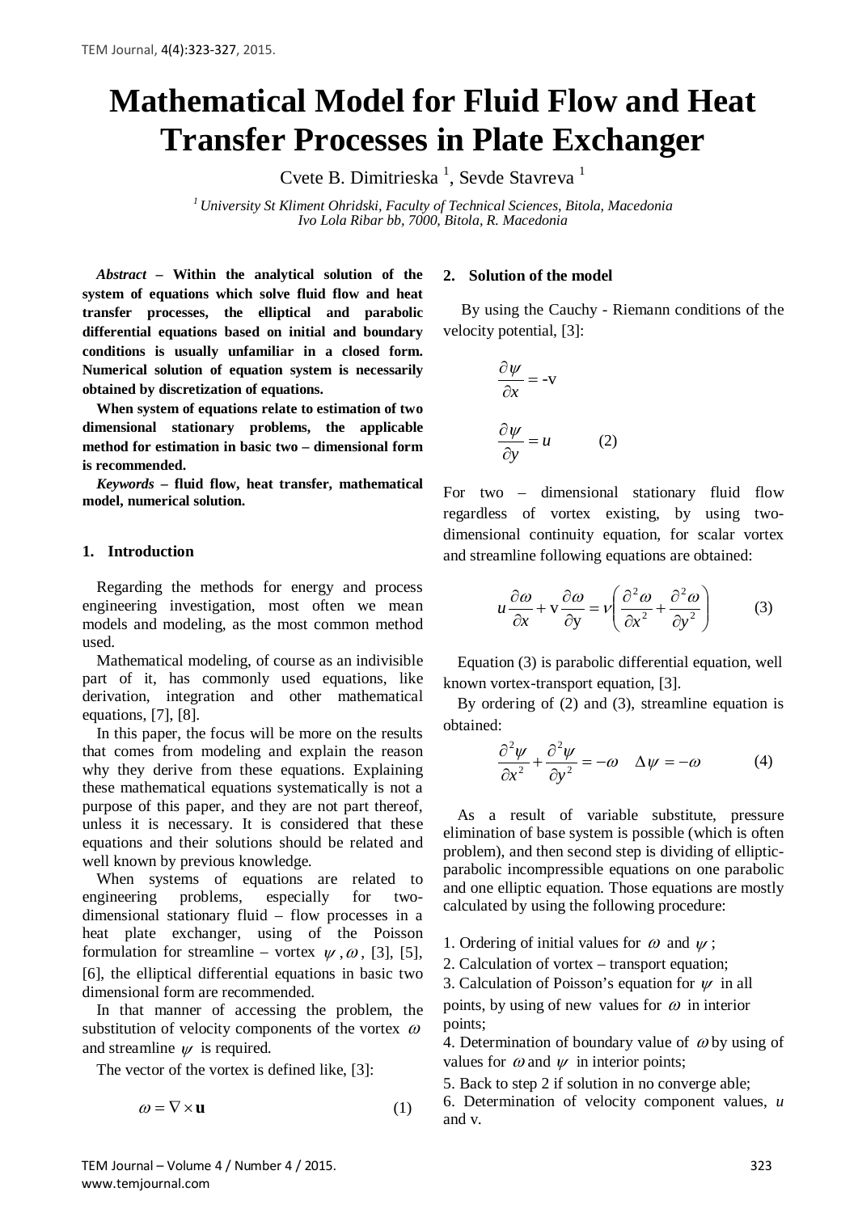# Mathematical Model for Fluid Flow and Heat Transfer Processes in Plate Exchanger

Cvete B. Dimitrieska [1], Sevde Stavreva [1]

[1] *University St Kliment Ohridski, Faculty of Technical Sciences, Bitola, Macedonia Ivo Lola Ribar bb, 7000, Bitola, R. Macedonia*

***Abstract*** **– Within the analytical solution of the system of equations which solve fluid flow and heat transfer processes, the elliptical and parabolic differential equations based on initial and boundary conditions is usually unfamiliar in a closed form. Numerical solution of equation system is necessarily obtained by discretization of equations.**

**When system of equations relate to estimation of two dimensional stationary problems, the applicable method for estimation in basic two – dimensional form is recommended.**

***Keywords*** **– fluid flow, heat transfer, mathematical model, numerical solution.**

## 1. Introduction

Regarding the methods for energy and process engineering investigation, most often we mean models and modeling, as the most common method used.

Mathematical modeling, of course as an indivisible part of it, has commonly used equations, like derivation, integration and other mathematical equations, [7], [8].

In this paper, the focus will be more on the results that comes from modeling and explain the reason why they derive from these equations. Explaining these mathematical equations systematically is not a purpose of this paper, and they are not part thereof, unless it is necessary. It is considered that these equations and their solutions should be related and well known by previous knowledge.

When systems of equations are related to engineering problems, especially for two-dimensional stationary fluid – flow processes in a heat plate exchanger, using of the Poisson formulation for streamline – vortex $\psi, \omega$, [3], [5], [6], the elliptical differential equations in basic two dimensional form are recommended.

In that manner of accessing the problem, the substitution of velocity components of the vortex $\omega$ and streamline $\psi$ is required.

The vector of the vortex is defined like, [3]:

$$\omega = \nabla \times \mathbf{u} \qquad (1)$$

## 2. Solution of the model

By using the Cauchy - Riemann conditions of the velocity potential, [3]:

$$\frac{\partial \psi}{\partial x} = -\mathrm{v}$$

$$\frac{\partial \psi}{\partial y} = u \qquad (2)$$

For two – dimensional stationary fluid flow regardless of vortex existing, by using two-dimensional continuity equation, for scalar vortex and streamline following equations are obtained:

$$u\frac{\partial \omega}{\partial x} + \mathrm{v}\frac{\partial \omega}{\partial \mathrm{y}} = \nu\left(\frac{\partial^2 \omega}{\partial x^2} + \frac{\partial^2 \omega}{\partial y^2}\right) \qquad (3)$$

Equation (3) is parabolic differential equation, well known vortex-transport equation, [3].

By ordering of (2) and (3), streamline equation is obtained:

$$\frac{\partial^2 \psi}{\partial x^2} + \frac{\partial^2 \psi}{\partial y^2} = -\omega \quad \Delta\psi = -\omega \qquad (4)$$

As a result of variable substitute, pressure elimination of base system is possible (which is often problem), and then second step is dividing of elliptic-parabolic incompressible equations on one parabolic and one elliptic equation. Those equations are mostly calculated by using the following procedure:

1. Ordering of initial values for $\omega$ and $\psi$;
2. Calculation of vortex – transport equation;
3. Calculation of Poisson's equation for $\psi$ in all points, by using of new values for $\omega$ in interior points;
4. Determination of boundary value of $\omega$ by using of values for $\omega$ and $\psi$ in interior points;
5. Back to step 2 if solution in no converge able;
6. Determination of velocity component values, $u$ and v.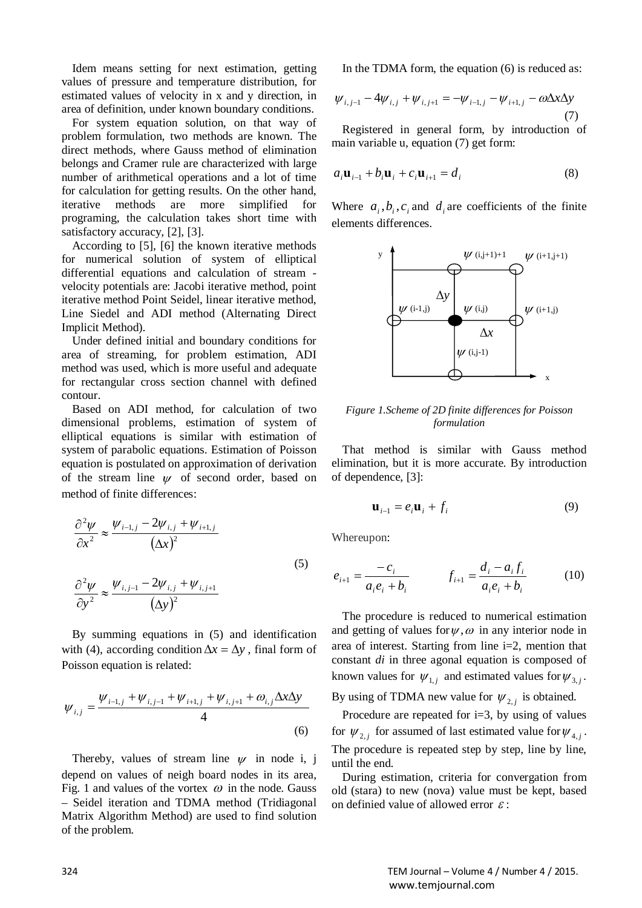Idem means setting for next estimation, getting values of pressure and temperature distribution, for estimated values of velocity in x and y direction, in area of definition, under known boundary conditions.

For system equation solution, on that way of problem formulation, two methods are known. The direct methods, where Gauss method of elimination belongs and Cramer rule are characterized with large number of arithmetical operations and a lot of time for calculation for getting results. On the other hand, iterative methods are more simplified for programing, the calculation takes short time with satisfactory accuracy, [2], [3].

According to [5], [6] the known iterative methods for numerical solution of system of elliptical differential equations and calculation of stream - velocity potentials are: Jacobi iterative method, point iterative method Point Seidel, linear iterative method, Line Siedel and ADI method (Alternating Direct Implicit Method).

Under defined initial and boundary conditions for area of streaming, for problem estimation, ADI method was used, which is more useful and adequate for rectangular cross section channel with defined contour.

Based on ADI method, for calculation of two dimensional problems, estimation of system of elliptical equations is similar with estimation of system of parabolic equations. Estimation of Poisson equation is postulated on approximation of derivation of the stream line $\psi$ of second order, based on method of finite differences:

$$\frac{\partial^2 \psi}{\partial x^2} \approx \frac{\psi_{i-1,j} - 2\psi_{i,j} + \psi_{i+1,j}}{(\Delta x)^2}$$

$$\frac{\partial^2 \psi}{\partial y^2} \approx \frac{\psi_{i,j-1} - 2\psi_{i,j} + \psi_{i,j+1}}{(\Delta y)^2} \tag{5}$$

By summing equations in (5) and identification with (4), according condition $\Delta x = \Delta y$, final form of Poisson equation is related:

$$\psi_{i,j} = \frac{\psi_{i-1,j} + \psi_{i,j-1} + \psi_{i+1,j} + \psi_{i,j+1} + \omega_{i,j}\Delta x \Delta y}{4} \tag{6}$$

Thereby, values of stream line $\psi$ in node i, j depend on values of neigh board nodes in its area, Fig. 1 and values of the vortex $\omega$ in the node. Gauss – Seidel iteration and TDMA method (Tridiagonal Matrix Algorithm Method) are used to find solution of the problem.

In the TDMA form, the equation (6) is reduced as:

$$\psi_{i,j-1} - 4\psi_{i,j} + \psi_{i,j+1} = -\psi_{i-1,j} - \psi_{i+1,j} - \omega \Delta x \Delta y \tag{7}$$

Registered in general form, by introduction of main variable u, equation (7) get form:

$$a_i \mathbf{u}_{i-1} + b_i \mathbf{u}_i + c_i \mathbf{u}_{i+1} = d_i \tag{8}$$

Where $a_i, b_i, c_i$ and $d_i$ are coefficients of the finite elements differences.

*Figure 1.Scheme of 2D finite differences for Poisson formulation*

That method is similar with Gauss method elimination, but it is more accurate. By introduction of dependence, [3]:

$$\mathbf{u}_{i-1} = e_i \mathbf{u}_i + f_i \tag{9}$$

Whereupon:

$$e_{i+1} = \frac{-c_i}{a_i e_i + b_i} \qquad f_{i+1} = \frac{d_i - a_i f_i}{a_i e_i + b_i} \tag{10}$$

The procedure is reduced to numerical estimation and getting of values for $\psi, \omega$ in any interior node in area of interest. Starting from line i=2, mention that constant $di$ in three agonal equation is composed of known values for $\psi_{1,j}$ and estimated values for $\psi_{3,j}$. By using of TDMA new value for $\psi_{2,j}$ is obtained.

Procedure are repeated for i=3, by using of values for $\psi_{2,j}$ for assumed of last estimated value for $\psi_{4,j}$. The procedure is repeated step by step, line by line, until the end.

During estimation, criteria for convergation from old (stara) to new (nova) value must be kept, based on definied value of allowed error $\varepsilon$: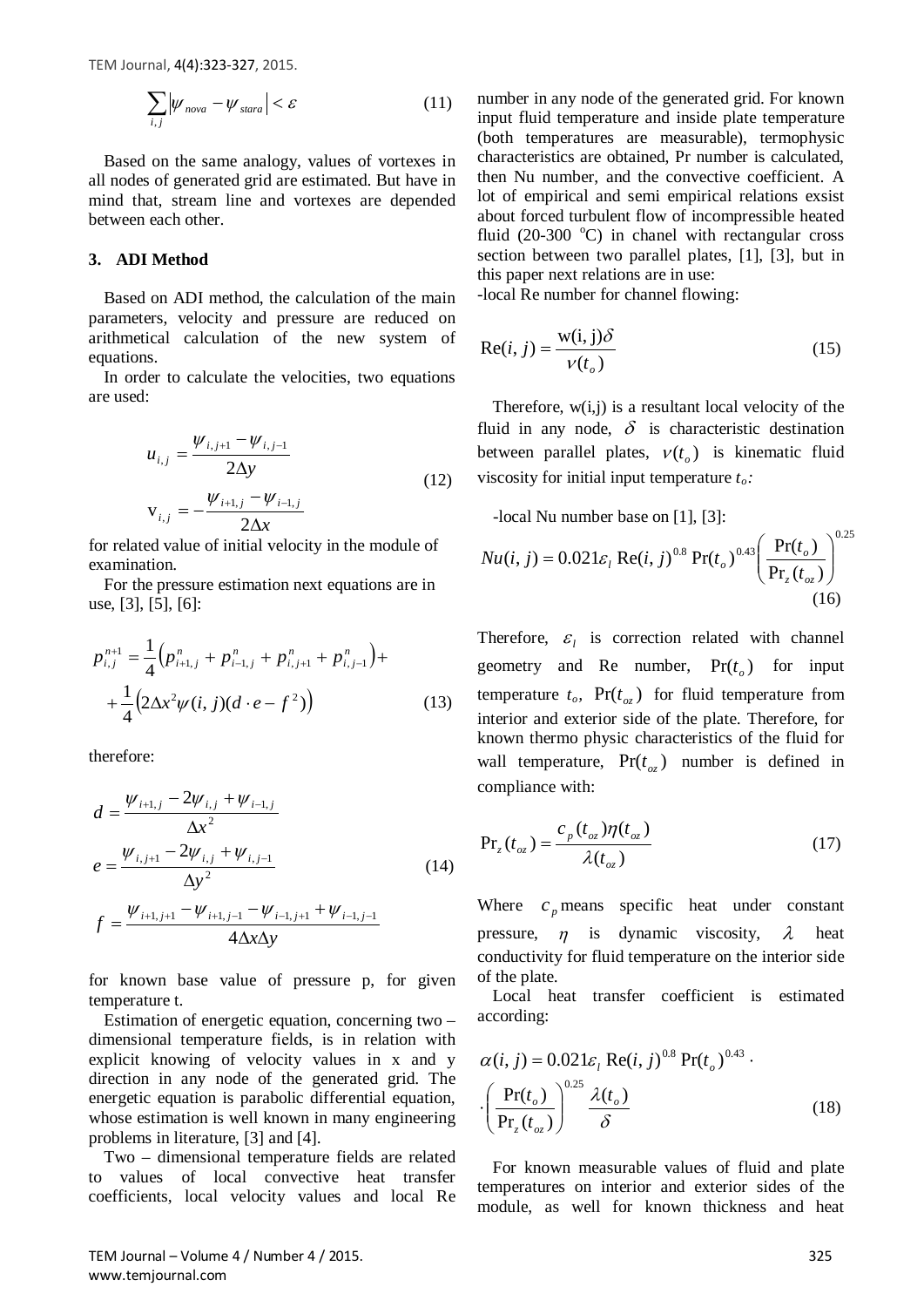$$\sum_{i,j} \left| \psi_{nova} - \psi_{stara} \right| < \varepsilon \tag{11}$$

Based on the same analogy, values of vortexes in all nodes of generated grid are estimated. But have in mind that, stream line and vortexes are depended between each other.

## 3. ADI Method

Based on ADI method, the calculation of the main parameters, velocity and pressure are reduced on arithmetical calculation of the new system of equations.

In order to calculate the velocities, two equations are used:

$$u_{i,j} = \frac{\psi_{i,j+1} - \psi_{i,j-1}}{2\Delta y}$$
$$\mathrm{v}_{i,j} = -\frac{\psi_{i+1,j} - \psi_{i-1,j}}{2\Delta x} \tag{12}$$

for related value of initial velocity in the module of examination.

For the pressure estimation next equations are in use, [3], [5], [6]:

$$p_{i,j}^{n+1} = \frac{1}{4}\left(p_{i+1,j}^{n} + p_{i-1,j}^{n} + p_{i,j+1}^{n} + p_{i,j-1}^{n}\right) + \frac{1}{4}\left(2\Delta x^2 \psi(i,j)(d \cdot e - f^2)\right) \tag{13}$$

therefore:

$$d = \frac{\psi_{i+1,j} - 2\psi_{i,j} + \psi_{i-1,j}}{\Delta x^2}$$
$$e = \frac{\psi_{i,j+1} - 2\psi_{i,j} + \psi_{i,j-1}}{\Delta y^2} \tag{14}$$
$$f = \frac{\psi_{i+1,j+1} - \psi_{i+1,j-1} - \psi_{i-1,j+1} + \psi_{i-1,j-1}}{4\Delta x \Delta y}$$

for known base value of pressure p, for given temperature t.

Estimation of energetic equation, concerning two – dimensional temperature fields, is in relation with explicit knowing of velocity values in x and y direction in any node of the generated grid. The energetic equation is parabolic differential equation, whose estimation is well known in many engineering problems in literature, [3] and [4].

Two – dimensional temperature fields are related to values of local convective heat transfer coefficients, local velocity values and local Re number in any node of the generated grid. For known input fluid temperature and inside plate temperature (both temperatures are measurable), termophysic characteristics are obtained, Pr number is calculated, then Nu number, and the convective coefficient. A lot of empirical and semi empirical relations exsist about forced turbulent flow of incompressible heated fluid (20-300 °C) in chanel with rectangular cross section between two parallel plates, [1], [3], but in this paper next relations are in use:

-local Re number for channel flowing:

$$\mathrm{Re}(i,j) = \frac{\mathrm{w}(i,j)\delta}{\nu(t_o)} \tag{15}$$

Therefore, w(i,j) is a resultant local velocity of the fluid in any node, $\delta$ is characteristic destination between parallel plates, $\nu(t_o)$ is kinematic fluid viscosity for initial input temperature $t_o$:

-local Nu number base on [1], [3]:

$$Nu(i,j) = 0.021\varepsilon_l \,\mathrm{Re}(i,j)^{0.8}\,\mathrm{Pr}(t_o)^{0.43}\left(\frac{\mathrm{Pr}(t_o)}{\mathrm{Pr}_z(t_{oz})}\right)^{0.25} \tag{16}$$

Therefore, $\varepsilon_l$ is correction related with channel geometry and Re number, $\mathrm{Pr}(t_o)$ for input temperature $t_o$, $\mathrm{Pr}(t_{oz})$ for fluid temperature from interior and exterior side of the plate. Therefore, for known thermo physic characteristics of the fluid for wall temperature, $\mathrm{Pr}(t_{oz})$ number is defined in compliance with:

$$\mathrm{Pr}_z(t_{oz}) = \frac{c_p(t_{oz})\eta(t_{oz})}{\lambda(t_{oz})} \tag{17}$$

Where $c_p$ means specific heat under constant pressure, $\eta$ is dynamic viscosity, $\lambda$ heat conductivity for fluid temperature on the interior side of the plate.

Local heat transfer coefficient is estimated according:

$$\alpha(i,j) = 0.021\varepsilon_l \,\mathrm{Re}(i,j)^{0.8}\,\mathrm{Pr}(t_o)^{0.43} \cdot \left(\frac{\mathrm{Pr}(t_o)}{\mathrm{Pr}_z(t_{oz})}\right)^{0.25}\frac{\lambda(t_o)}{\delta} \tag{18}$$

For known measurable values of fluid and plate temperatures on interior and exterior sides of the module, as well for known thickness and heat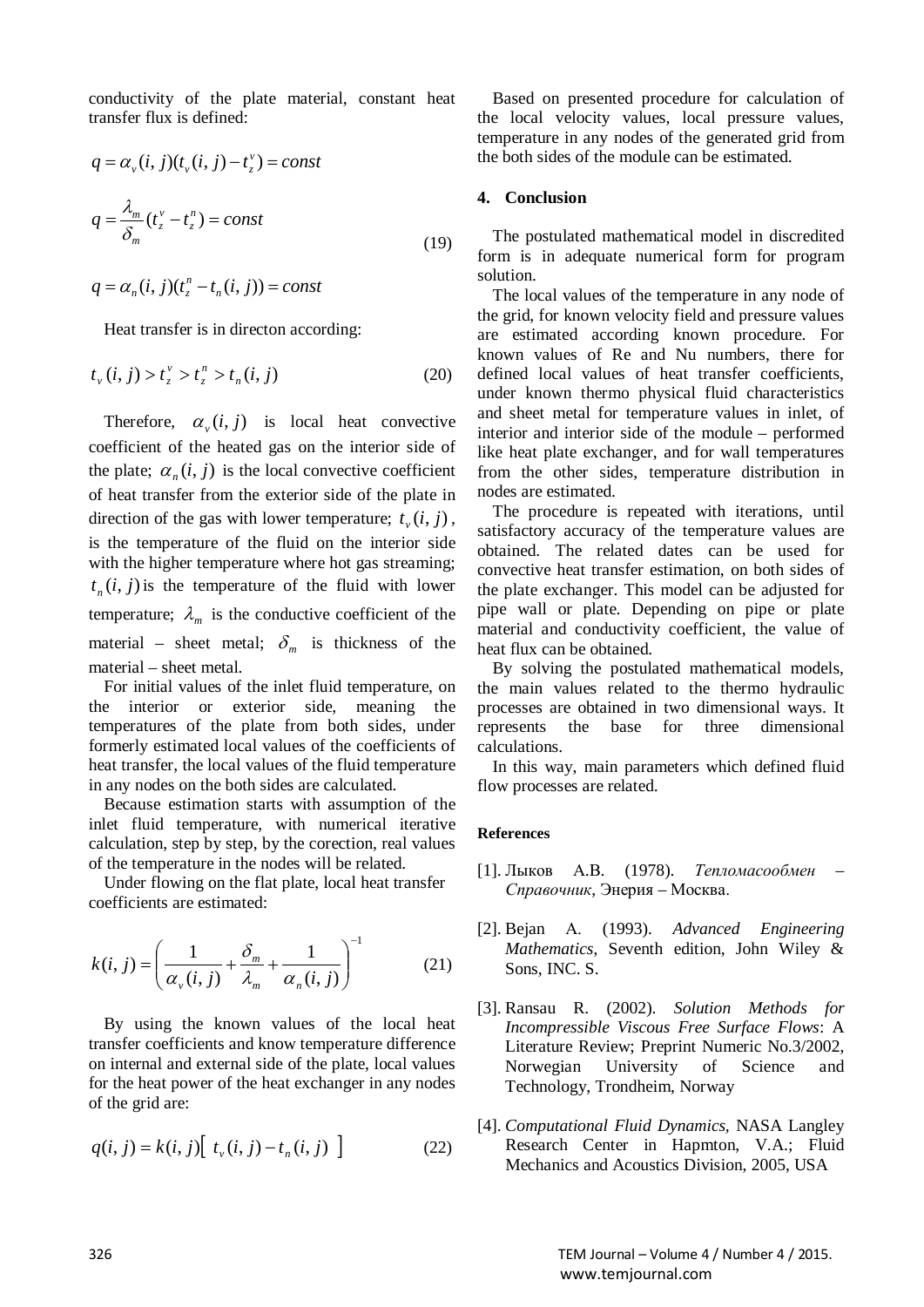conductivity of the plate material, constant heat transfer flux is defined:

$$q = \alpha_v(i,j)(t_v(i,j) - t_z^v) = const$$

$$q = \frac{\lambda_m}{\delta_m}(t_z^v - t_z^n) = const \qquad (19)$$

$$q = \alpha_n(i,j)(t_z^n - t_n(i,j)) = const$$

Heat transfer is in directon according:

$$t_v(i,j) > t_z^v > t_z^n > t_n(i,j) \qquad (20)$$

Therefore, $\alpha_v(i,j)$ is local heat convective coefficient of the heated gas on the interior side of the plate; $\alpha_n(i,j)$ is the local convective coefficient of heat transfer from the exterior side of the plate in direction of the gas with lower temperature; $t_v(i,j)$, is the temperature of the fluid on the interior side with the higher temperature where hot gas streaming; $t_n(i,j)$ is the temperature of the fluid with lower temperature; $\lambda_m$ is the conductive coefficient of the material – sheet metal; $\delta_m$ is thickness of the material – sheet metal.

For initial values of the inlet fluid temperature, on the interior or exterior side, meaning the temperatures of the plate from both sides, under formerly estimated local values of the coefficients of heat transfer, the local values of the fluid temperature in any nodes on the both sides are calculated.

Because estimation starts with assumption of the inlet fluid temperature, with numerical iterative calculation, step by step, by the corection, real values of the temperature in the nodes will be related.

Under flowing on the flat plate, local heat transfer coefficients are estimated:

$$k(i,j) = \left( \frac{1}{\alpha_v(i,j)} + \frac{\delta_m}{\lambda_m} + \frac{1}{\alpha_n(i,j)} \right)^{-1} \qquad (21)$$

By using the known values of the local heat transfer coefficients and know temperature difference on internal and external side of the plate, local values for the heat power of the heat exchanger in any nodes of the grid are:

$$q(i,j) = k(i,j)\left[\ t_v(i,j) - t_n(i,j)\ \right] \qquad (22)$$

Based on presented procedure for calculation of the local velocity values, local pressure values, temperature in any nodes of the generated grid from the both sides of the module can be estimated.

## 4. Conclusion

The postulated mathematical model in discredited form is in adequate numerical form for program solution.

The local values of the temperature in any node of the grid, for known velocity field and pressure values are estimated according known procedure. For known values of Re and Nu numbers, there for defined local values of heat transfer coefficients, under known thermo physical fluid characteristics and sheet metal for temperature values in inlet, of interior and interior side of the module – performed like heat plate exchanger, and for wall temperatures from the other sides, temperature distribution in nodes are estimated.

The procedure is repeated with iterations, until satisfactory accuracy of the temperature values are obtained. The related dates can be used for convective heat transfer estimation, on both sides of the plate exchanger. This model can be adjusted for pipe wall or plate. Depending on pipe or plate material and conductivity coefficient, the value of heat flux can be obtained.

By solving the postulated mathematical models, the main values related to the thermo hydraulic processes are obtained in two dimensional ways. It represents the base for three dimensional calculations.

In this way, main parameters which defined fluid flow processes are related.

### References

[1]. Лыков А.В. (1978). *Тепломасообмен – Справочник*, Энерия – Москва.

[2]. Bejan A. (1993). *Advanced Engineering Mathematics*, Seventh edition, John Wiley & Sons, INC. S.

[3]. Ransau R. (2002). *Solution Methods for Incompressible Viscous Free Surface Flows*: A Literature Review; Preprint Numeric No.3/2002, Norwegian University of Science and Technology, Trondheim, Norway

[4]. *Computational Fluid Dynamics,* NASA Langley Research Center in Hapmton, V.A.; Fluid Mechanics and Acoustics Division, 2005, USA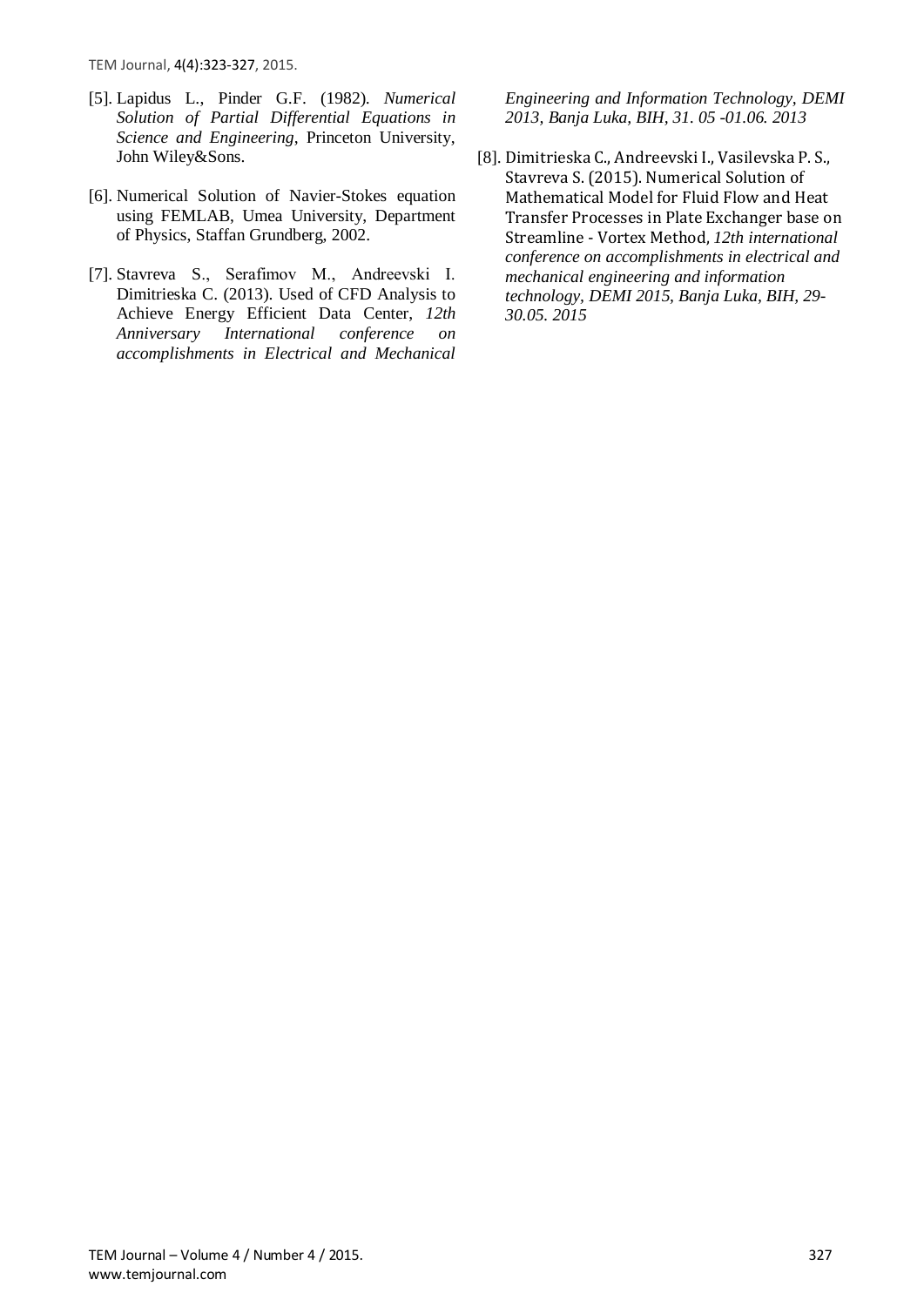[5]. Lapidus L., Pinder G.F. (1982). *Numerical Solution of Partial Differential Equations in Science and Engineering*, Princeton University, John Wiley&Sons.

[6]. Numerical Solution of Navier-Stokes equation using FEMLAB, Umea University, Department of Physics, Staffan Grundberg, 2002.

[7]. Stavreva S., Serafimov M., Andreevski I. Dimitrieska C. (2013). Used of CFD Analysis to Achieve Energy Efficient Data Center, *12th Anniversary International conference on accomplishments in Electrical and Mechanical Engineering and Information Technology, DEMI 2013, Banja Luka, BIH, 31. 05 -01.06. 2013*

[8]. Dimitrieska C., Andreevski I., Vasilevska P. S., Stavreva S. (2015). Numerical Solution of Mathematical Model for Fluid Flow and Heat Transfer Processes in Plate Exchanger base on Streamline - Vortex Method, *12th international conference on accomplishments in electrical and mechanical engineering and information technology, DEMI 2015, Banja Luka, BIH, 29-30.05. 2015*